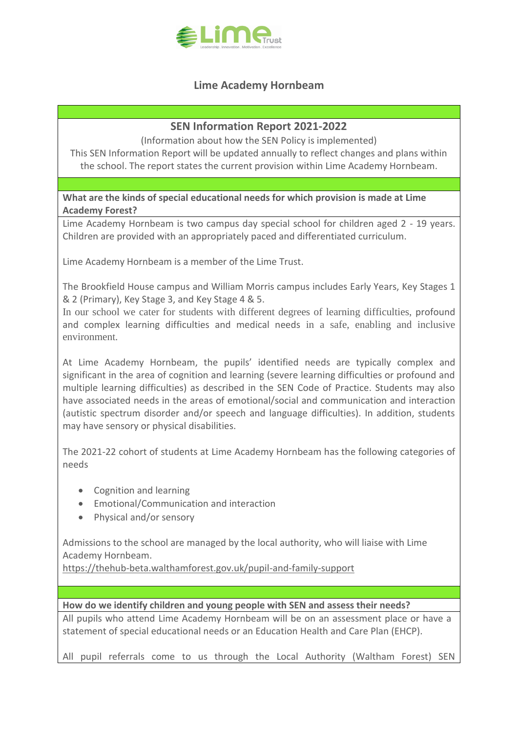# Lime Academy Hornbeam

## SEN Information Report 2021-2022

(Information about how the SEN Policy is implemented)
This SEN Information Report will be updated annually to reflect changes and plans within the school. The report states the current provision within Lime Academy Hornbeam.

**What are the kinds of special educational needs for which provision is made at Lime Academy Forest?**

Lime Academy Hornbeam is two campus day special school for children aged 2 - 19 years. Children are provided with an appropriately paced and differentiated curriculum.

Lime Academy Hornbeam is a member of the Lime Trust.

The Brookfield House campus and William Morris campus includes Early Years, Key Stages 1 & 2 (Primary), Key Stage 3, and Key Stage 4 & 5.
In our school we cater for students with different degrees of learning difficulties, profound and complex learning difficulties and medical needs in a safe, enabling and inclusive environment.

At Lime Academy Hornbeam, the pupils' identified needs are typically complex and significant in the area of cognition and learning (severe learning difficulties or profound and multiple learning difficulties) as described in the SEN Code of Practice. Students may also have associated needs in the areas of emotional/social and communication and interaction (autistic spectrum disorder and/or speech and language difficulties). In addition, students may have sensory or physical disabilities.

The 2021-22 cohort of students at Lime Academy Hornbeam has the following categories of needs

- Cognition and learning
- Emotional/Communication and interaction
- Physical and/or sensory

Admissions to the school are managed by the local authority, who will liaise with Lime Academy Hornbeam.
https://thehub-beta.walthamforest.gov.uk/pupil-and-family-support

**How do we identify children and young people with SEN and assess their needs?**

All pupils who attend Lime Academy Hornbeam will be on an assessment place or have a statement of special educational needs or an Education Health and Care Plan (EHCP).

All pupil referrals come to us through the Local Authority (Waltham Forest) SEN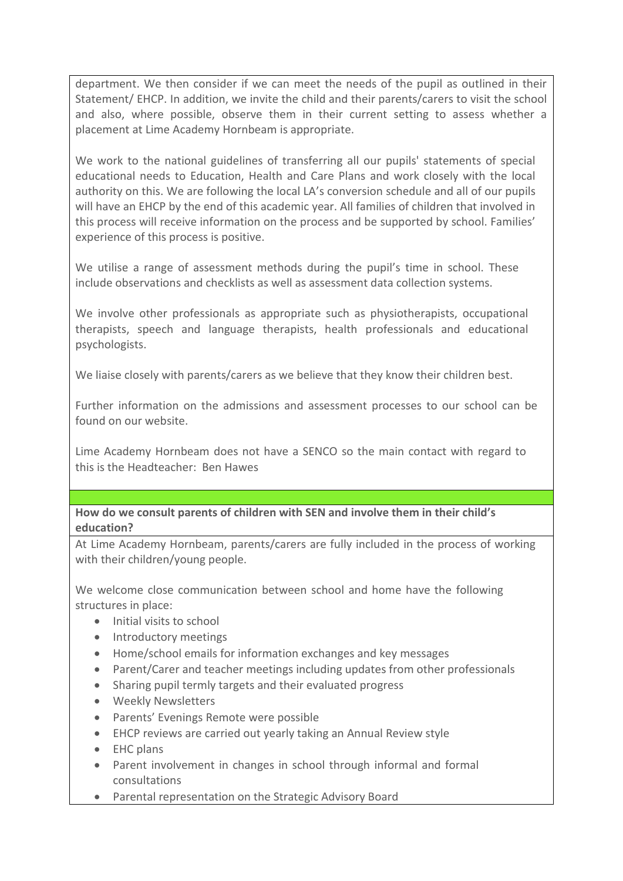department. We then consider if we can meet the needs of the pupil as outlined in their Statement/ EHCP. In addition, we invite the child and their parents/carers to visit the school and also, where possible, observe them in their current setting to assess whether a placement at Lime Academy Hornbeam is appropriate.

We work to the national guidelines of transferring all our pupils' statements of special educational needs to Education, Health and Care Plans and work closely with the local authority on this. We are following the local LA's conversion schedule and all of our pupils will have an EHCP by the end of this academic year. All families of children that involved in this process will receive information on the process and be supported by school. Families' experience of this process is positive.

We utilise a range of assessment methods during the pupil's time in school. These include observations and checklists as well as assessment data collection systems.

We involve other professionals as appropriate such as physiotherapists, occupational therapists, speech and language therapists, health professionals and educational psychologists.

We liaise closely with parents/carers as we believe that they know their children best.

Further information on the admissions and assessment processes to our school can be found on our website.

Lime Academy Hornbeam does not have a SENCO so the main contact with regard to this is the Headteacher: Ben Hawes

**How do we consult parents of children with SEN and involve them in their child's education?**

At Lime Academy Hornbeam, parents/carers are fully included in the process of working with their children/young people.

We welcome close communication between school and home have the following structures in place:

- Initial visits to school
- Introductory meetings
- Home/school emails for information exchanges and key messages
- Parent/Carer and teacher meetings including updates from other professionals
- Sharing pupil termly targets and their evaluated progress
- Weekly Newsletters
- Parents' Evenings Remote were possible
- EHCP reviews are carried out yearly taking an Annual Review style
- EHC plans
- Parent involvement in changes in school through informal and formal consultations
- Parental representation on the Strategic Advisory Board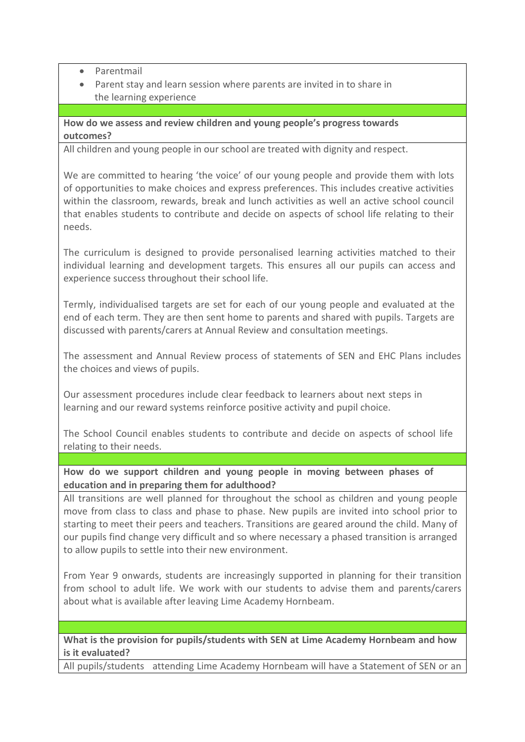- Parentmail
- Parent stay and learn session where parents are invited in to share in the learning experience

**How do we assess and review children and young people's progress towards outcomes?**

All children and young people in our school are treated with dignity and respect.

We are committed to hearing 'the voice' of our young people and provide them with lots of opportunities to make choices and express preferences. This includes creative activities within the classroom, rewards, break and lunch activities as well an active school council that enables students to contribute and decide on aspects of school life relating to their needs.

The curriculum is designed to provide personalised learning activities matched to their individual learning and development targets. This ensures all our pupils can access and experience success throughout their school life.

Termly, individualised targets are set for each of our young people and evaluated at the end of each term. They are then sent home to parents and shared with pupils. Targets are discussed with parents/carers at Annual Review and consultation meetings.

The assessment and Annual Review process of statements of SEN and EHC Plans includes the choices and views of pupils.

Our assessment procedures include clear feedback to learners about next steps in learning and our reward systems reinforce positive activity and pupil choice.

The School Council enables students to contribute and decide on aspects of school life relating to their needs.

**How do we support children and young people in moving between phases of education and in preparing them for adulthood?**

All transitions are well planned for throughout the school as children and young people move from class to class and phase to phase. New pupils are invited into school prior to starting to meet their peers and teachers. Transitions are geared around the child. Many of our pupils find change very difficult and so where necessary a phased transition is arranged to allow pupils to settle into their new environment.

From Year 9 onwards, students are increasingly supported in planning for their transition from school to adult life. We work with our students to advise them and parents/carers about what is available after leaving Lime Academy Hornbeam.

**What is the provision for pupils/students with SEN at Lime Academy Hornbeam and how is it evaluated?**

All pupils/students attending Lime Academy Hornbeam will have a Statement of SEN or an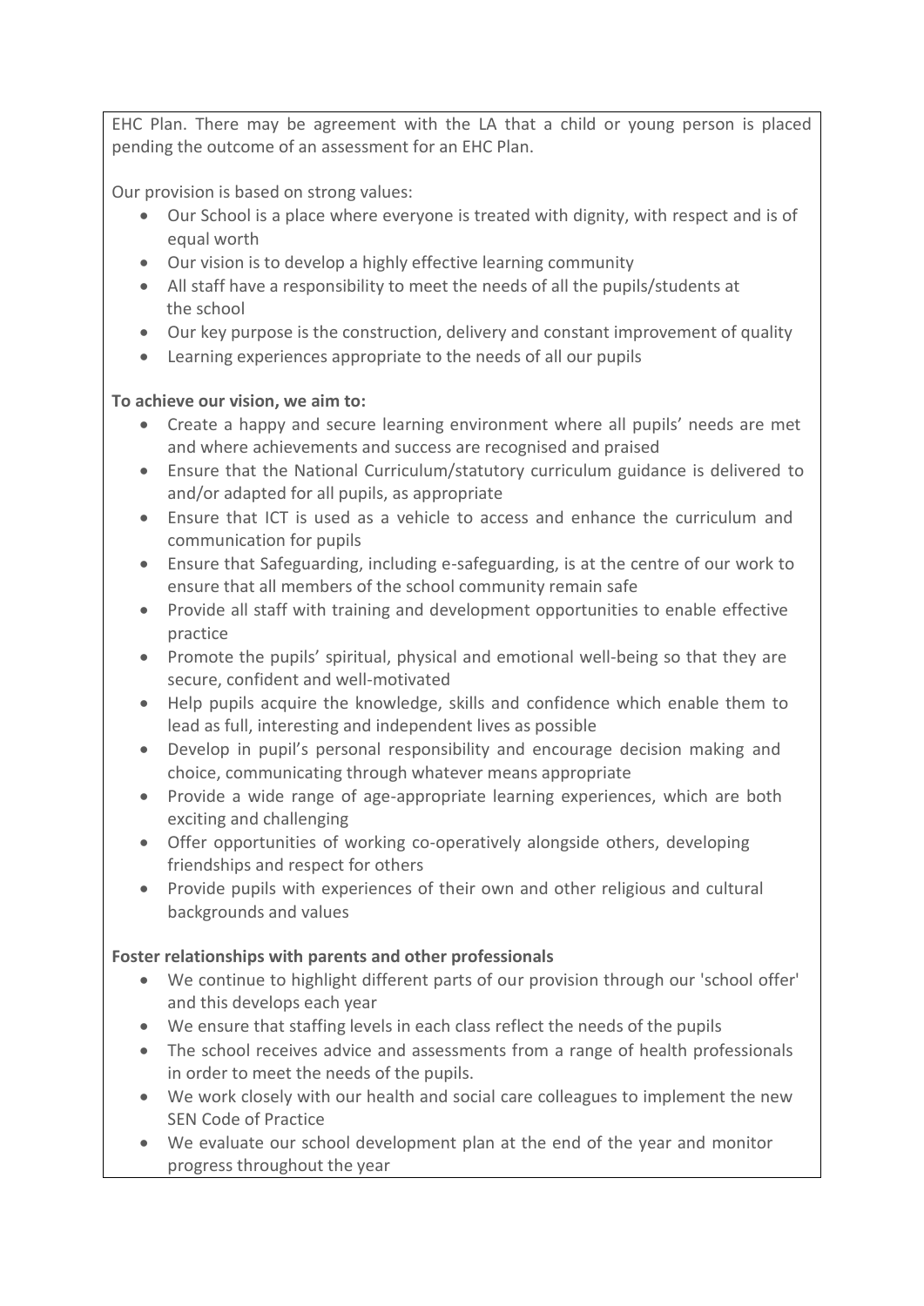EHC Plan. There may be agreement with the LA that a child or young person is placed pending the outcome of an assessment for an EHC Plan.

Our provision is based on strong values:

- Our School is a place where everyone is treated with dignity, with respect and is of equal worth
- Our vision is to develop a highly effective learning community
- All staff have a responsibility to meet the needs of all the pupils/students at the school
- Our key purpose is the construction, delivery and constant improvement of quality
- Learning experiences appropriate to the needs of all our pupils

**To achieve our vision, we aim to:**

- Create a happy and secure learning environment where all pupils' needs are met and where achievements and success are recognised and praised
- Ensure that the National Curriculum/statutory curriculum guidance is delivered to and/or adapted for all pupils, as appropriate
- Ensure that ICT is used as a vehicle to access and enhance the curriculum and communication for pupils
- Ensure that Safeguarding, including e-safeguarding, is at the centre of our work to ensure that all members of the school community remain safe
- Provide all staff with training and development opportunities to enable effective practice
- Promote the pupils' spiritual, physical and emotional well-being so that they are secure, confident and well-motivated
- Help pupils acquire the knowledge, skills and confidence which enable them to lead as full, interesting and independent lives as possible
- Develop in pupil's personal responsibility and encourage decision making and choice, communicating through whatever means appropriate
- Provide a wide range of age-appropriate learning experiences, which are both exciting and challenging
- Offer opportunities of working co-operatively alongside others, developing friendships and respect for others
- Provide pupils with experiences of their own and other religious and cultural backgrounds and values

**Foster relationships with parents and other professionals**

- We continue to highlight different parts of our provision through our 'school offer' and this develops each year
- We ensure that staffing levels in each class reflect the needs of the pupils
- The school receives advice and assessments from a range of health professionals in order to meet the needs of the pupils.
- We work closely with our health and social care colleagues to implement the new SEN Code of Practice
- We evaluate our school development plan at the end of the year and monitor progress throughout the year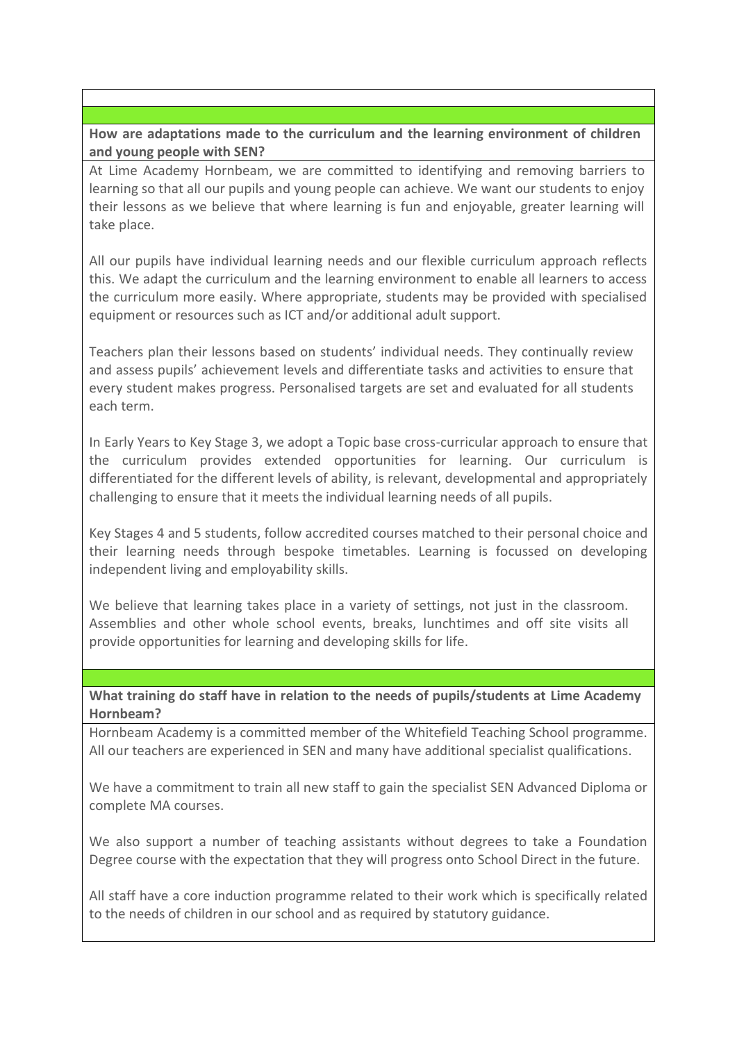**How are adaptations made to the curriculum and the learning environment of children and young people with SEN?**

At Lime Academy Hornbeam, we are committed to identifying and removing barriers to learning so that all our pupils and young people can achieve. We want our students to enjoy their lessons as we believe that where learning is fun and enjoyable, greater learning will take place.

All our pupils have individual learning needs and our flexible curriculum approach reflects this. We adapt the curriculum and the learning environment to enable all learners to access the curriculum more easily. Where appropriate, students may be provided with specialised equipment or resources such as ICT and/or additional adult support.

Teachers plan their lessons based on students' individual needs. They continually review and assess pupils' achievement levels and differentiate tasks and activities to ensure that every student makes progress. Personalised targets are set and evaluated for all students each term.

In Early Years to Key Stage 3, we adopt a Topic base cross-curricular approach to ensure that the curriculum provides extended opportunities for learning. Our curriculum is differentiated for the different levels of ability, is relevant, developmental and appropriately challenging to ensure that it meets the individual learning needs of all pupils.

Key Stages 4 and 5 students, follow accredited courses matched to their personal choice and their learning needs through bespoke timetables. Learning is focussed on developing independent living and employability skills.

We believe that learning takes place in a variety of settings, not just in the classroom. Assemblies and other whole school events, breaks, lunchtimes and off site visits all provide opportunities for learning and developing skills for life.

**What training do staff have in relation to the needs of pupils/students at Lime Academy Hornbeam?**

Hornbeam Academy is a committed member of the Whitefield Teaching School programme. All our teachers are experienced in SEN and many have additional specialist qualifications.

We have a commitment to train all new staff to gain the specialist SEN Advanced Diploma or complete MA courses.

We also support a number of teaching assistants without degrees to take a Foundation Degree course with the expectation that they will progress onto School Direct in the future.

All staff have a core induction programme related to their work which is specifically related to the needs of children in our school and as required by statutory guidance.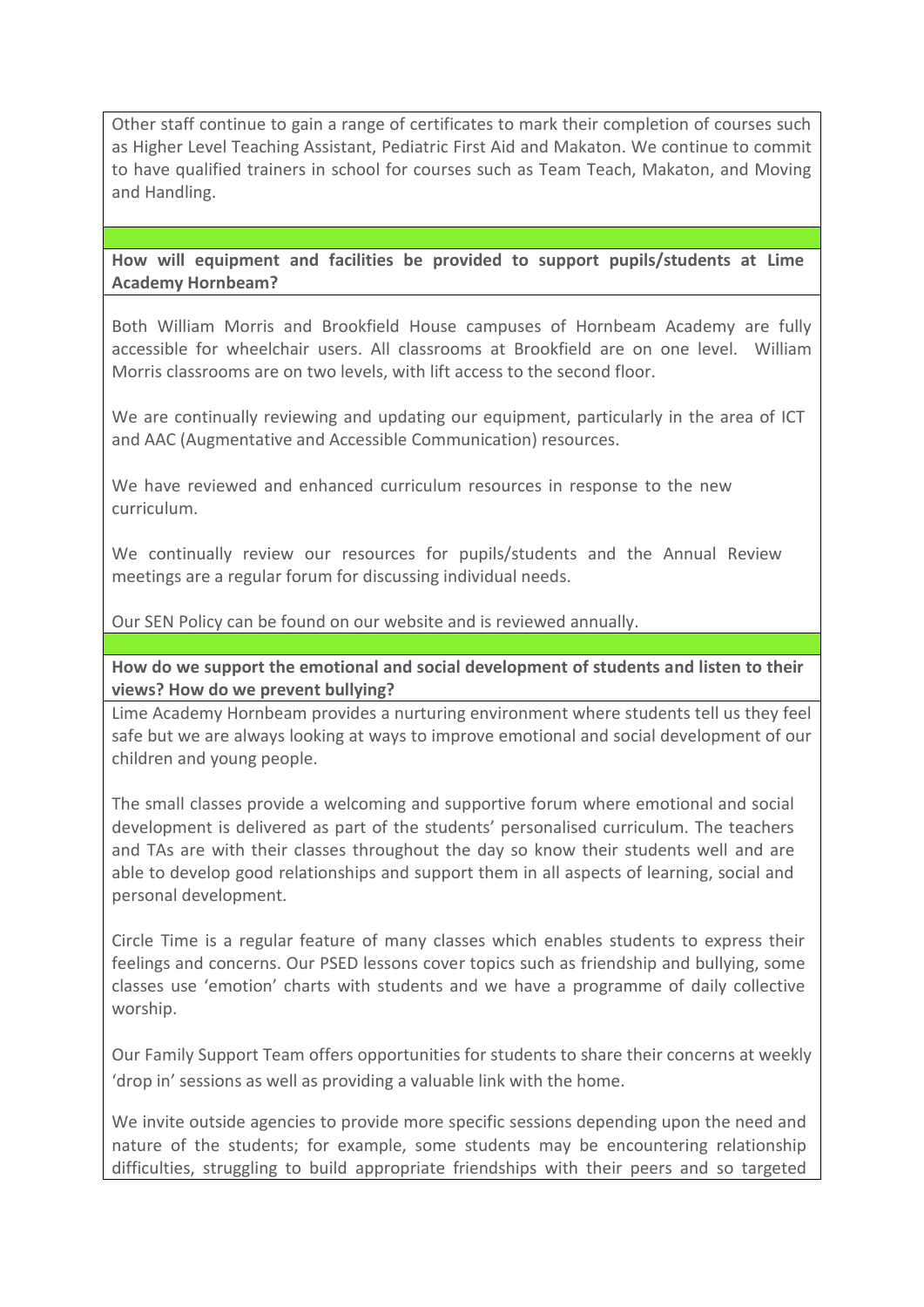Other staff continue to gain a range of certificates to mark their completion of courses such as Higher Level Teaching Assistant, Pediatric First Aid and Makaton. We continue to commit to have qualified trainers in school for courses such as Team Teach, Makaton, and Moving and Handling.

**How will equipment and facilities be provided to support pupils/students at Lime Academy Hornbeam?**

Both William Morris and Brookfield House campuses of Hornbeam Academy are fully accessible for wheelchair users. All classrooms at Brookfield are on one level. William Morris classrooms are on two levels, with lift access to the second floor.

We are continually reviewing and updating our equipment, particularly in the area of ICT and AAC (Augmentative and Accessible Communication) resources.

We have reviewed and enhanced curriculum resources in response to the new curriculum.

We continually review our resources for pupils/students and the Annual Review meetings are a regular forum for discussing individual needs.

Our SEN Policy can be found on our website and is reviewed annually.

**How do we support the emotional and social development of students and listen to their views? How do we prevent bullying?**

Lime Academy Hornbeam provides a nurturing environment where students tell us they feel safe but we are always looking at ways to improve emotional and social development of our children and young people.

The small classes provide a welcoming and supportive forum where emotional and social development is delivered as part of the students' personalised curriculum. The teachers and TAs are with their classes throughout the day so know their students well and are able to develop good relationships and support them in all aspects of learning, social and personal development.

Circle Time is a regular feature of many classes which enables students to express their feelings and concerns. Our PSED lessons cover topics such as friendship and bullying, some classes use 'emotion' charts with students and we have a programme of daily collective worship.

Our Family Support Team offers opportunities for students to share their concerns at weekly 'drop in' sessions as well as providing a valuable link with the home.

We invite outside agencies to provide more specific sessions depending upon the need and nature of the students; for example, some students may be encountering relationship difficulties, struggling to build appropriate friendships with their peers and so targeted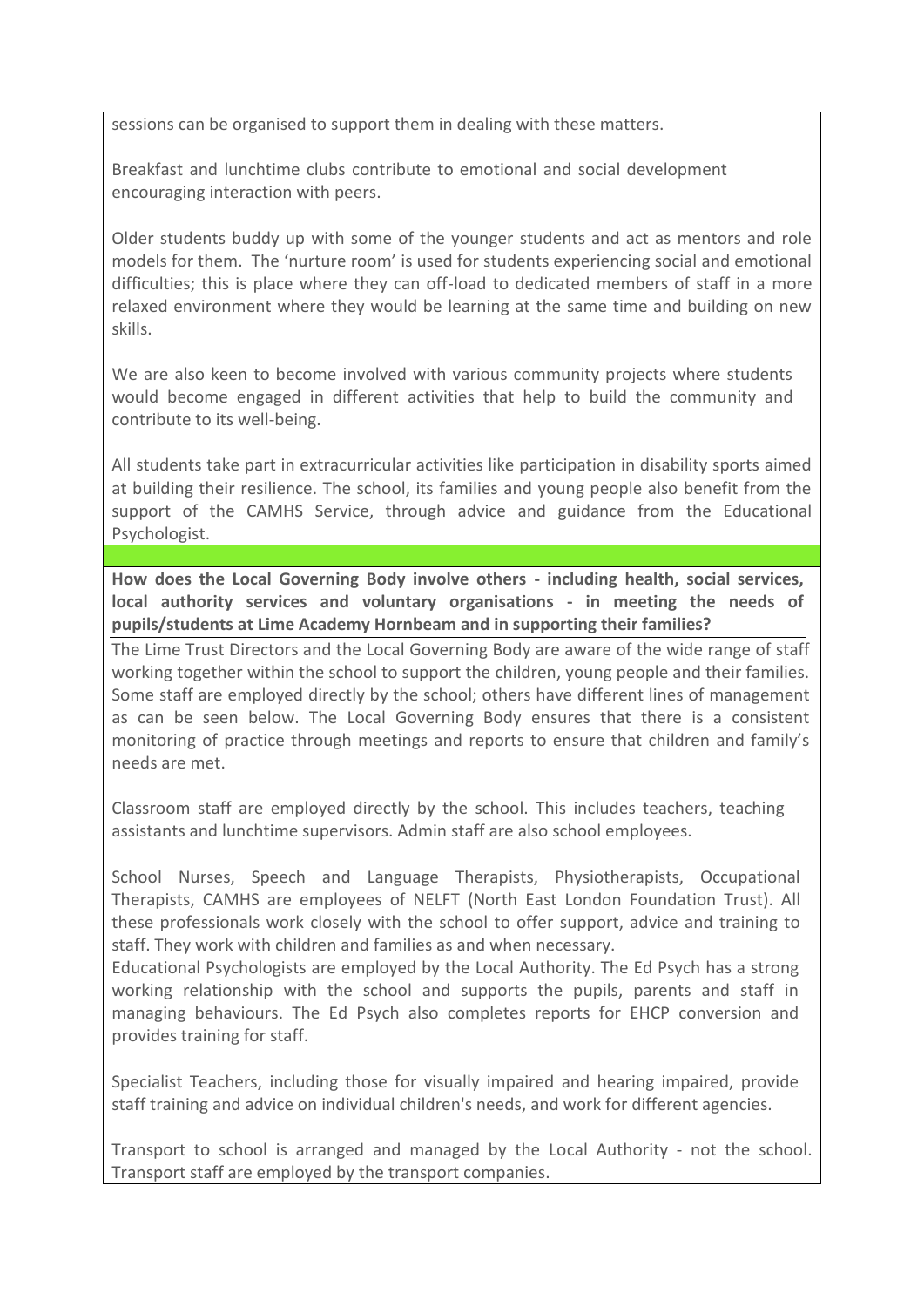sessions can be organised to support them in dealing with these matters.

Breakfast and lunchtime clubs contribute to emotional and social development encouraging interaction with peers.

Older students buddy up with some of the younger students and act as mentors and role models for them. The 'nurture room' is used for students experiencing social and emotional difficulties; this is place where they can off-load to dedicated members of staff in a more relaxed environment where they would be learning at the same time and building on new skills.

We are also keen to become involved with various community projects where students would become engaged in different activities that help to build the community and contribute to its well-being.

All students take part in extracurricular activities like participation in disability sports aimed at building their resilience. The school, its families and young people also benefit from the support of the CAMHS Service, through advice and guidance from the Educational Psychologist.

**How does the Local Governing Body involve others - including health, social services, local authority services and voluntary organisations - in meeting the needs of pupils/students at Lime Academy Hornbeam and in supporting their families?**

The Lime Trust Directors and the Local Governing Body are aware of the wide range of staff working together within the school to support the children, young people and their families. Some staff are employed directly by the school; others have different lines of management as can be seen below. The Local Governing Body ensures that there is a consistent monitoring of practice through meetings and reports to ensure that children and family's needs are met.

Classroom staff are employed directly by the school. This includes teachers, teaching assistants and lunchtime supervisors. Admin staff are also school employees.

School Nurses, Speech and Language Therapists, Physiotherapists, Occupational Therapists, CAMHS are employees of NELFT (North East London Foundation Trust). All these professionals work closely with the school to offer support, advice and training to staff. They work with children and families as and when necessary.

Educational Psychologists are employed by the Local Authority. The Ed Psych has a strong working relationship with the school and supports the pupils, parents and staff in managing behaviours. The Ed Psych also completes reports for EHCP conversion and provides training for staff.

Specialist Teachers, including those for visually impaired and hearing impaired, provide staff training and advice on individual children's needs, and work for different agencies.

Transport to school is arranged and managed by the Local Authority - not the school. Transport staff are employed by the transport companies.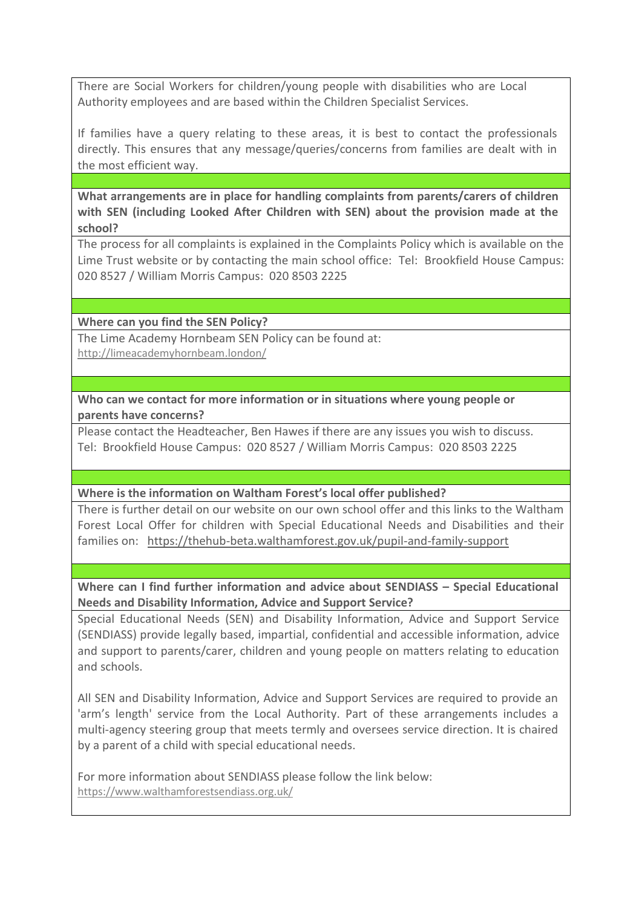There are Social Workers for children/young people with disabilities who are Local Authority employees and are based within the Children Specialist Services.

If families have a query relating to these areas, it is best to contact the professionals directly. This ensures that any message/queries/concerns from families are dealt with in the most efficient way.

**What arrangements are in place for handling complaints from parents/carers of children with SEN (including Looked After Children with SEN) about the provision made at the school?**

The process for all complaints is explained in the Complaints Policy which is available on the Lime Trust website or by contacting the main school office: Tel: Brookfield House Campus: 020 8527 / William Morris Campus: 020 8503 2225

**Where can you find the SEN Policy?**

The Lime Academy Hornbeam SEN Policy can be found at:
http://limeacademyhornbeam.london/

**Who can we contact for more information or in situations where young people or parents have concerns?**

Please contact the Headteacher, Ben Hawes if there are any issues you wish to discuss.
Tel: Brookfield House Campus: 020 8527 / William Morris Campus: 020 8503 2225

**Where is the information on Waltham Forest's local offer published?**

There is further detail on our website on our own school offer and this links to the Waltham Forest Local Offer for children with Special Educational Needs and Disabilities and their families on: https://thehub-beta.walthamforest.gov.uk/pupil-and-family-support

**Where can I find further information and advice about SENDIASS – Special Educational Needs and Disability Information, Advice and Support Service?**

Special Educational Needs (SEN) and Disability Information, Advice and Support Service (SENDIASS) provide legally based, impartial, confidential and accessible information, advice and support to parents/carer, children and young people on matters relating to education and schools.

All SEN and Disability Information, Advice and Support Services are required to provide an 'arm's length' service from the Local Authority. Part of these arrangements includes a multi-agency steering group that meets termly and oversees service direction. It is chaired by a parent of a child with special educational needs.

For more information about SENDIASS please follow the link below:
https://www.walthamforestsendiass.org.uk/